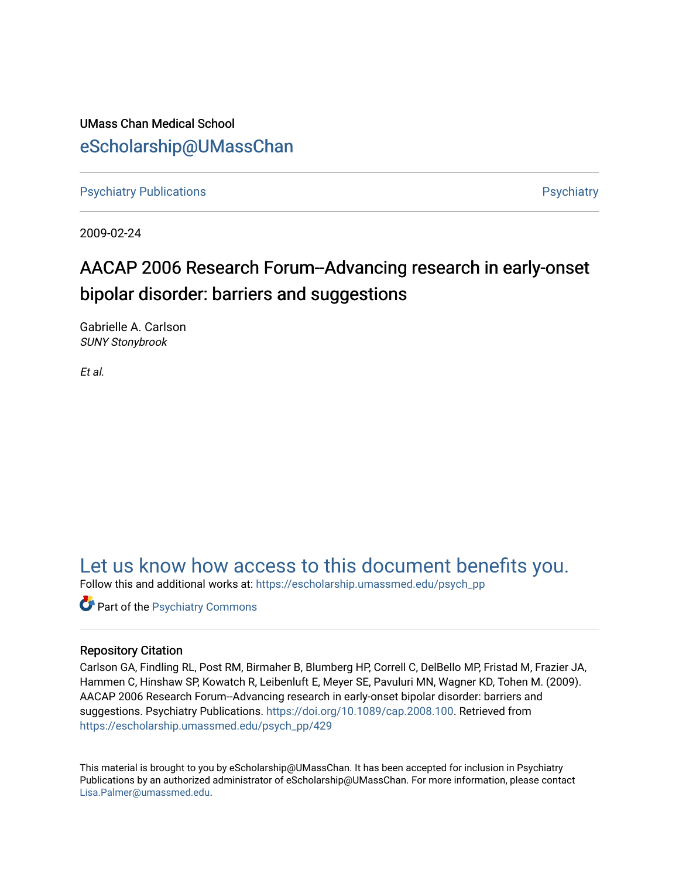UMass Chan Medical School

eScholarship@UMassChan

Psychiatry Publications | Psychiatry

2009-02-24

# AACAP 2006 Research Forum--Advancing research in early-onset bipolar disorder: barriers and suggestions

Gabrielle A. Carlson
*SUNY Stonybrook*

*Et al.*

## Let us know how access to this document benefits you.

Follow this and additional works at: https://escholarship.umassmed.edu/psych_pp

Part of the Psychiatry Commons

### Repository Citation

Carlson GA, Findling RL, Post RM, Birmaher B, Blumberg HP, Correll C, DelBello MP, Fristad M, Frazier JA, Hammen C, Hinshaw SP, Kowatch R, Leibenluft E, Meyer SE, Pavuluri MN, Wagner KD, Tohen M. (2009). AACAP 2006 Research Forum--Advancing research in early-onset bipolar disorder: barriers and suggestions. Psychiatry Publications. https://doi.org/10.1089/cap.2008.100. Retrieved from https://escholarship.umassmed.edu/psych_pp/429

This material is brought to you by eScholarship@UMassChan. It has been accepted for inclusion in Psychiatry Publications by an authorized administrator of eScholarship@UMassChan. For more information, please contact Lisa.Palmer@umassmed.edu.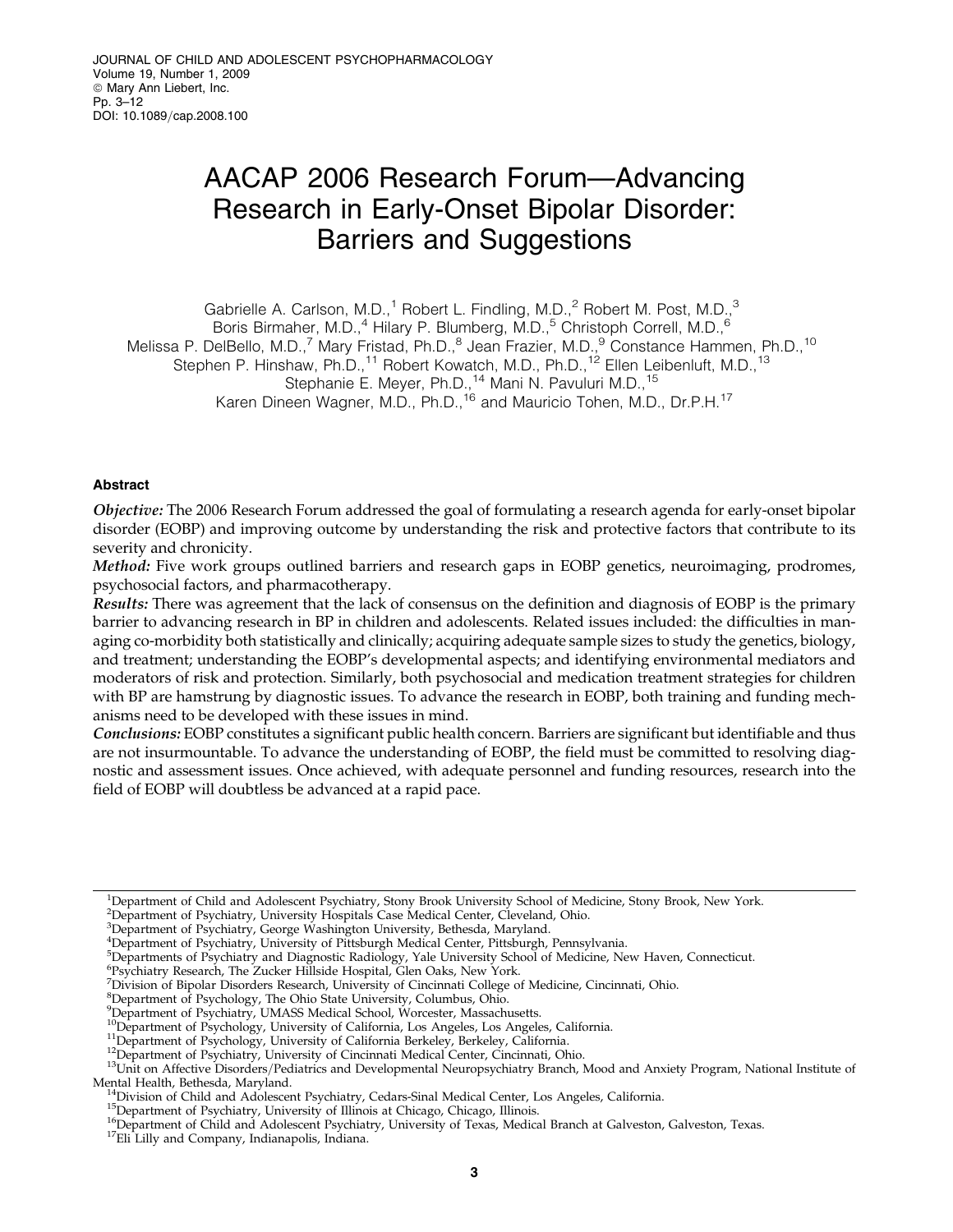# AACAP 2006 Research Forum—Advancing Research in Early-Onset Bipolar Disorder: Barriers and Suggestions

Gabrielle A. Carlson, M.D.,[1] Robert L. Findling, M.D.,[2] Robert M. Post, M.D.,[3] Boris Birmaher, M.D.,[4] Hilary P. Blumberg, M.D.,[5] Christoph Correll, M.D.,[6] Melissa P. DelBello, M.D.,[7] Mary Fristad, Ph.D.,[8] Jean Frazier, M.D.,[9] Constance Hammen, Ph.D.,[10] Stephen P. Hinshaw, Ph.D.,[11] Robert Kowatch, M.D., Ph.D.,[12] Ellen Leibenluft, M.D.,[13] Stephanie E. Meyer, Ph.D.,[14] Mani N. Pavuluri M.D.,[15] Karen Dineen Wagner, M.D., Ph.D.,[16] and Mauricio Tohen, M.D., Dr.P.H.[17]

## Abstract

*Objective:* The 2006 Research Forum addressed the goal of formulating a research agenda for early-onset bipolar disorder (EOBP) and improving outcome by understanding the risk and protective factors that contribute to its severity and chronicity.

*Method:* Five work groups outlined barriers and research gaps in EOBP genetics, neuroimaging, prodromes, psychosocial factors, and pharmacotherapy.

*Results:* There was agreement that the lack of consensus on the definition and diagnosis of EOBP is the primary barrier to advancing research in BP in children and adolescents. Related issues included: the difficulties in managing co-morbidity both statistically and clinically; acquiring adequate sample sizes to study the genetics, biology, and treatment; understanding the EOBP's developmental aspects; and identifying environmental mediators and moderators of risk and protection. Similarly, both psychosocial and medication treatment strategies for children with BP are hamstrung by diagnostic issues. To advance the research in EOBP, both training and funding mechanisms need to be developed with these issues in mind.

*Conclusions:* EOBP constitutes a significant public health concern. Barriers are significant but identifiable and thus are not insurmountable. To advance the understanding of EOBP, the field must be committed to resolving diagnostic and assessment issues. Once achieved, with adequate personnel and funding resources, research into the field of EOBP will doubtless be advanced at a rapid pace.

---

[1] Department of Child and Adolescent Psychiatry, Stony Brook University School of Medicine, Stony Brook, New York.
[2] Department of Psychiatry, University Hospitals Case Medical Center, Cleveland, Ohio.
[3] Department of Psychiatry, George Washington University, Bethesda, Maryland.
[4] Department of Psychiatry, University of Pittsburgh Medical Center, Pittsburgh, Pennsylvania.
[5] Departments of Psychiatry and Diagnostic Radiology, Yale University School of Medicine, New Haven, Connecticut.
[6] Psychiatry Research, The Zucker Hillside Hospital, Glen Oaks, New York.
[7] Division of Bipolar Disorders Research, University of Cincinnati College of Medicine, Cincinnati, Ohio.
[8] Department of Psychology, The Ohio State University, Columbus, Ohio.
[9] Department of Psychiatry, UMASS Medical School, Worcester, Massachusetts.
[10] Department of Psychology, University of California, Los Angeles, Los Angeles, California.
[11] Department of Psychology, University of California Berkeley, Berkeley, California.
[12] Department of Psychiatry, University of Cincinnati Medical Center, Cincinnati, Ohio.
[13] Unit on Affective Disorders/Pediatrics and Developmental Neuropsychiatry Branch, Mood and Anxiety Program, National Institute of Mental Health, Bethesda, Maryland.
[14] Division of Child and Adolescent Psychiatry, Cedars-Sinal Medical Center, Los Angeles, California.
[15] Department of Psychiatry, University of Illinois at Chicago, Chicago, Illinois.
[16] Department of Child and Adolescent Psychiatry, University of Texas, Medical Branch at Galveston, Galveston, Texas.
[17] Eli Lilly and Company, Indianapolis, Indiana.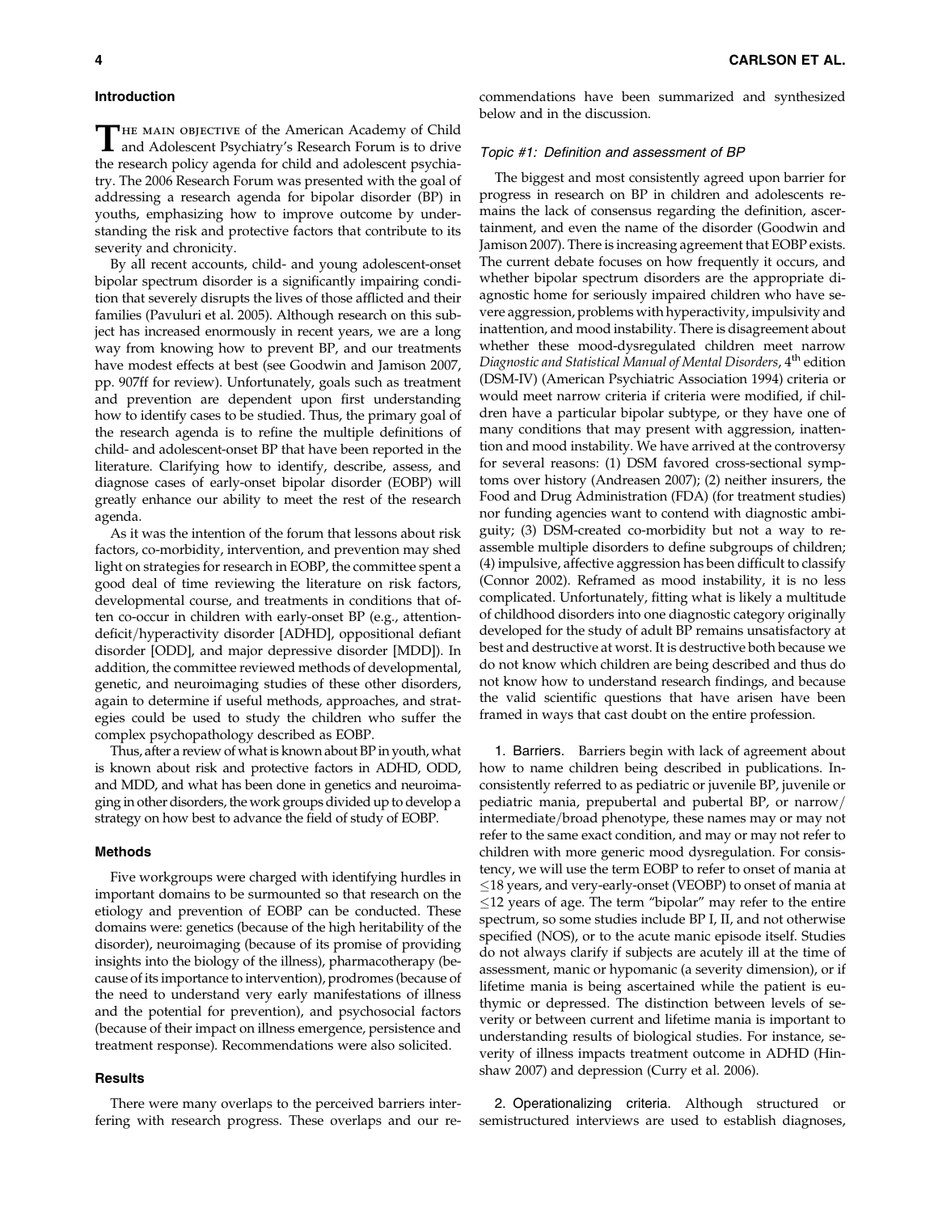## Introduction

The main objective of the American Academy of Child and Adolescent Psychiatry's Research Forum is to drive the research policy agenda for child and adolescent psychiatry. The 2006 Research Forum was presented with the goal of addressing a research agenda for bipolar disorder (BP) in youths, emphasizing how to improve outcome by understanding the risk and protective factors that contribute to its severity and chronicity.

By all recent accounts, child- and young adolescent-onset bipolar spectrum disorder is a significantly impairing condition that severely disrupts the lives of those afflicted and their families (Pavuluri et al. 2005). Although research on this subject has increased enormously in recent years, we are a long way from knowing how to prevent BP, and our treatments have modest effects at best (see Goodwin and Jamison 2007, pp. 907ff for review). Unfortunately, goals such as treatment and prevention are dependent upon first understanding how to identify cases to be studied. Thus, the primary goal of the research agenda is to refine the multiple definitions of child- and adolescent-onset BP that have been reported in the literature. Clarifying how to identify, describe, assess, and diagnose cases of early-onset bipolar disorder (EOBP) will greatly enhance our ability to meet the rest of the research agenda.

As it was the intention of the forum that lessons about risk factors, co-morbidity, intervention, and prevention may shed light on strategies for research in EOBP, the committee spent a good deal of time reviewing the literature on risk factors, developmental course, and treatments in conditions that often co-occur in children with early-onset BP (e.g., attention-deficit/hyperactivity disorder [ADHD], oppositional defiant disorder [ODD], and major depressive disorder [MDD]). In addition, the committee reviewed methods of developmental, genetic, and neuroimaging studies of these other disorders, again to determine if useful methods, approaches, and strategies could be used to study the children who suffer the complex psychopathology described as EOBP.

Thus, after a review of what is known about BP in youth, what is known about risk and protective factors in ADHD, ODD, and MDD, and what has been done in genetics and neuroimaging in other disorders, the work groups divided up to develop a strategy on how best to advance the field of study of EOBP.

## Methods

Five workgroups were charged with identifying hurdles in important domains to be surmounted so that research on the etiology and prevention of EOBP can be conducted. These domains were: genetics (because of the high heritability of the disorder), neuroimaging (because of its promise of providing insights into the biology of the illness), pharmacotherapy (because of its importance to intervention), prodromes (because of the need to understand very early manifestations of illness and the potential for prevention), and psychosocial factors (because of their impact on illness emergence, persistence and treatment response). Recommendations were also solicited.

## Results

There were many overlaps to the perceived barriers interfering with research progress. These overlaps and our recommendations have been summarized and synthesized below and in the discussion.

### *Topic #1: Definition and assessment of BP*

The biggest and most consistently agreed upon barrier for progress in research on BP in children and adolescents remains the lack of consensus regarding the definition, ascertainment, and even the name of the disorder (Goodwin and Jamison 2007). There is increasing agreement that EOBP exists. The current debate focuses on how frequently it occurs, and whether bipolar spectrum disorders are the appropriate diagnostic home for seriously impaired children who have severe aggression, problems with hyperactivity, impulsivity and inattention, and mood instability. There is disagreement about whether these mood-dysregulated children meet narrow *Diagnostic and Statistical Manual of Mental Disorders*, 4th edition (DSM-IV) (American Psychiatric Association 1994) criteria or would meet narrow criteria if criteria were modified, if children have a particular bipolar subtype, or they have one of many conditions that may present with aggression, inattention and mood instability. We have arrived at the controversy for several reasons: (1) DSM favored cross-sectional symptoms over history (Andreasen 2007); (2) neither insurers, the Food and Drug Administration (FDA) (for treatment studies) nor funding agencies want to contend with diagnostic ambiguity; (3) DSM-created co-morbidity but not a way to reassemble multiple disorders to define subgroups of children; (4) impulsive, affective aggression has been difficult to classify (Connor 2002). Reframed as mood instability, it is no less complicated. Unfortunately, fitting what is likely a multitude of childhood disorders into one diagnostic category originally developed for the study of adult BP remains unsatisfactory at best and destructive at worst. It is destructive both because we do not know which children are being described and thus do not know how to understand research findings, and because the valid scientific questions that have arisen have been framed in ways that cast doubt on the entire profession.

1. Barriers. Barriers begin with lack of agreement about how to name children being described in publications. Inconsistently referred to as pediatric or juvenile BP, juvenile or pediatric mania, prepubertal and pubertal BP, or narrow/intermediate/broad phenotype, these names may or may not refer to the same exact condition, and may or may not refer to children with more generic mood dysregulation. For consistency, we will use the term EOBP to refer to onset of mania at ≤18 years, and very-early-onset (VEOBP) to onset of mania at ≤12 years of age. The term "bipolar" may refer to the entire spectrum, so some studies include BP I, II, and not otherwise specified (NOS), or to the acute manic episode itself. Studies do not always clarify if subjects are acutely ill at the time of assessment, manic or hypomanic (a severity dimension), or if lifetime mania is being ascertained while the patient is euthymic or depressed. The distinction between levels of severity or between current and lifetime mania is important to understanding results of biological studies. For instance, severity of illness impacts treatment outcome in ADHD (Hinshaw 2007) and depression (Curry et al. 2006).

2. Operationalizing criteria. Although structured or semistructured interviews are used to establish diagnoses,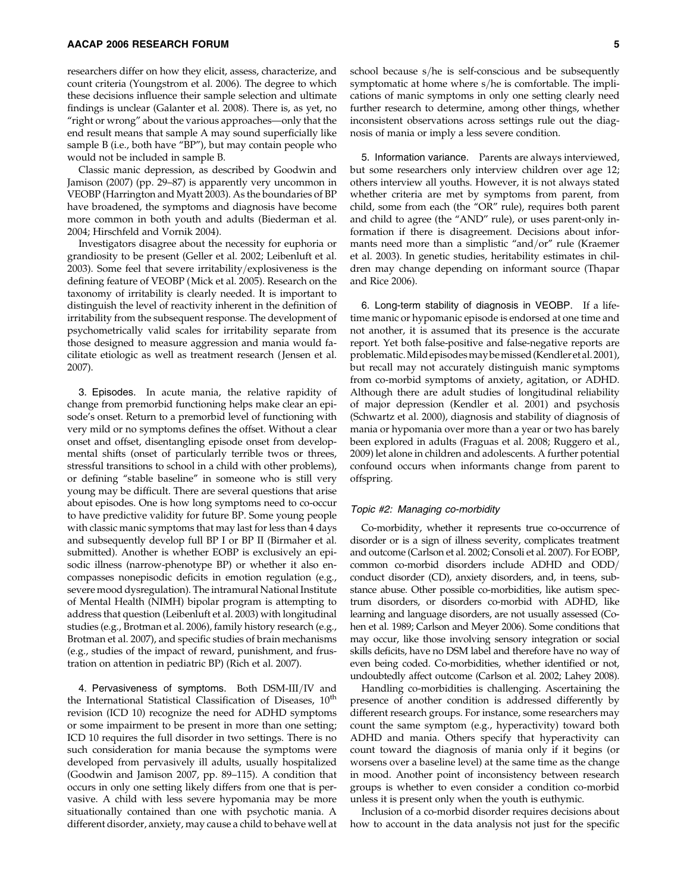researchers differ on how they elicit, assess, characterize, and count criteria (Youngstrom et al. 2006). The degree to which these decisions influence their sample selection and ultimate findings is unclear (Galanter et al. 2008). There is, as yet, no "right or wrong" about the various approaches—only that the end result means that sample A may sound superficially like sample B (i.e., both have "BP"), but may contain people who would not be included in sample B.

Classic manic depression, as described by Goodwin and Jamison (2007) (pp. 29–87) is apparently very uncommon in VEOBP (Harrington and Myatt 2003). As the boundaries of BP have broadened, the symptoms and diagnosis have become more common in both youth and adults (Biederman et al. 2004; Hirschfeld and Vornik 2004).

Investigators disagree about the necessity for euphoria or grandiosity to be present (Geller et al. 2002; Leibenluft et al. 2003). Some feel that severe irritability/explosiveness is the defining feature of VEOBP (Mick et al. 2005). Research on the taxonomy of irritability is clearly needed. It is important to distinguish the level of reactivity inherent in the definition of irritability from the subsequent response. The development of psychometrically valid scales for irritability separate from those designed to measure aggression and mania would facilitate etiologic as well as treatment research (Jensen et al. 2007).

3. Episodes. In acute mania, the relative rapidity of change from premorbid functioning helps make clear an episode's onset. Return to a premorbid level of functioning with very mild or no symptoms defines the offset. Without a clear onset and offset, disentangling episode onset from developmental shifts (onset of particularly terrible twos or threes, stressful transitions to school in a child with other problems), or defining "stable baseline" in someone who is still very young may be difficult. There are several questions that arise about episodes. One is how long symptoms need to co-occur to have predictive validity for future BP. Some young people with classic manic symptoms that may last for less than 4 days and subsequently develop full BP I or BP II (Birmaher et al. submitted). Another is whether EOBP is exclusively an episodic illness (narrow-phenotype BP) or whether it also encompasses nonepisodic deficits in emotion regulation (e.g., severe mood dysregulation). The intramural National Institute of Mental Health (NIMH) bipolar program is attempting to address that question (Leibenluft et al. 2003) with longitudinal studies (e.g., Brotman et al. 2006), family history research (e.g., Brotman et al. 2007), and specific studies of brain mechanisms (e.g., studies of the impact of reward, punishment, and frustration on attention in pediatric BP) (Rich et al. 2007).

4. Pervasiveness of symptoms. Both DSM-III/IV and the International Statistical Classification of Diseases, 10th revision (ICD 10) recognize the need for ADHD symptoms or some impairment to be present in more than one setting; ICD 10 requires the full disorder in two settings. There is no such consideration for mania because the symptoms were developed from pervasively ill adults, usually hospitalized (Goodwin and Jamison 2007, pp. 89–115). A condition that occurs in only one setting likely differs from one that is pervasive. A child with less severe hypomania may be more situationally contained than one with psychotic mania. A different disorder, anxiety, may cause a child to behave well at school because s/he is self-conscious and be subsequently symptomatic at home where s/he is comfortable. The implications of manic symptoms in only one setting clearly need further research to determine, among other things, whether inconsistent observations across settings rule out the diagnosis of mania or imply a less severe condition.

5. Information variance. Parents are always interviewed, but some researchers only interview children over age 12; others interview all youths. However, it is not always stated whether criteria are met by symptoms from parent, from child, some from each (the "OR" rule), requires both parent and child to agree (the "AND" rule), or uses parent-only information if there is disagreement. Decisions about informants need more than a simplistic "and/or" rule (Kraemer et al. 2003). In genetic studies, heritability estimates in children may change depending on informant source (Thapar and Rice 2006).

6. Long-term stability of diagnosis in VEOBP. If a lifetime manic or hypomanic episode is endorsed at one time and not another, it is assumed that its presence is the accurate report. Yet both false-positive and false-negative reports are problematic. Mild episodes may be missed (Kendler et al. 2001), but recall may not accurately distinguish manic symptoms from co-morbid symptoms of anxiety, agitation, or ADHD. Although there are adult studies of longitudinal reliability of major depression (Kendler et al. 2001) and psychosis (Schwartz et al. 2000), diagnosis and stability of diagnosis of mania or hypomania over more than a year or two has barely been explored in adults (Fraguas et al. 2008; Ruggero et al., 2009) let alone in children and adolescents. A further potential confound occurs when informants change from parent to offspring.

### *Topic #2: Managing co-morbidity*

Co-morbidity, whether it represents true co-occurrence of disorder or is a sign of illness severity, complicates treatment and outcome (Carlson et al. 2002; Consoli et al. 2007). For EOBP, common co-morbid disorders include ADHD and ODD/conduct disorder (CD), anxiety disorders, and, in teens, substance abuse. Other possible co-morbidities, like autism spectrum disorders, or disorders co-morbid with ADHD, like learning and language disorders, are not usually assessed (Cohen et al. 1989; Carlson and Meyer 2006). Some conditions that may occur, like those involving sensory integration or social skills deficits, have no DSM label and therefore have no way of even being coded. Co-morbidities, whether identified or not, undoubtedly affect outcome (Carlson et al. 2002; Lahey 2008).

Handling co-morbidities is challenging. Ascertaining the presence of another condition is addressed differently by different research groups. For instance, some researchers may count the same symptom (e.g., hyperactivity) toward both ADHD and mania. Others specify that hyperactivity can count toward the diagnosis of mania only if it begins (or worsens over a baseline level) at the same time as the change in mood. Another point of inconsistency between research groups is whether to even consider a condition co-morbid unless it is present only when the youth is euthymic.

Inclusion of a co-morbid disorder requires decisions about how to account in the data analysis not just for the specific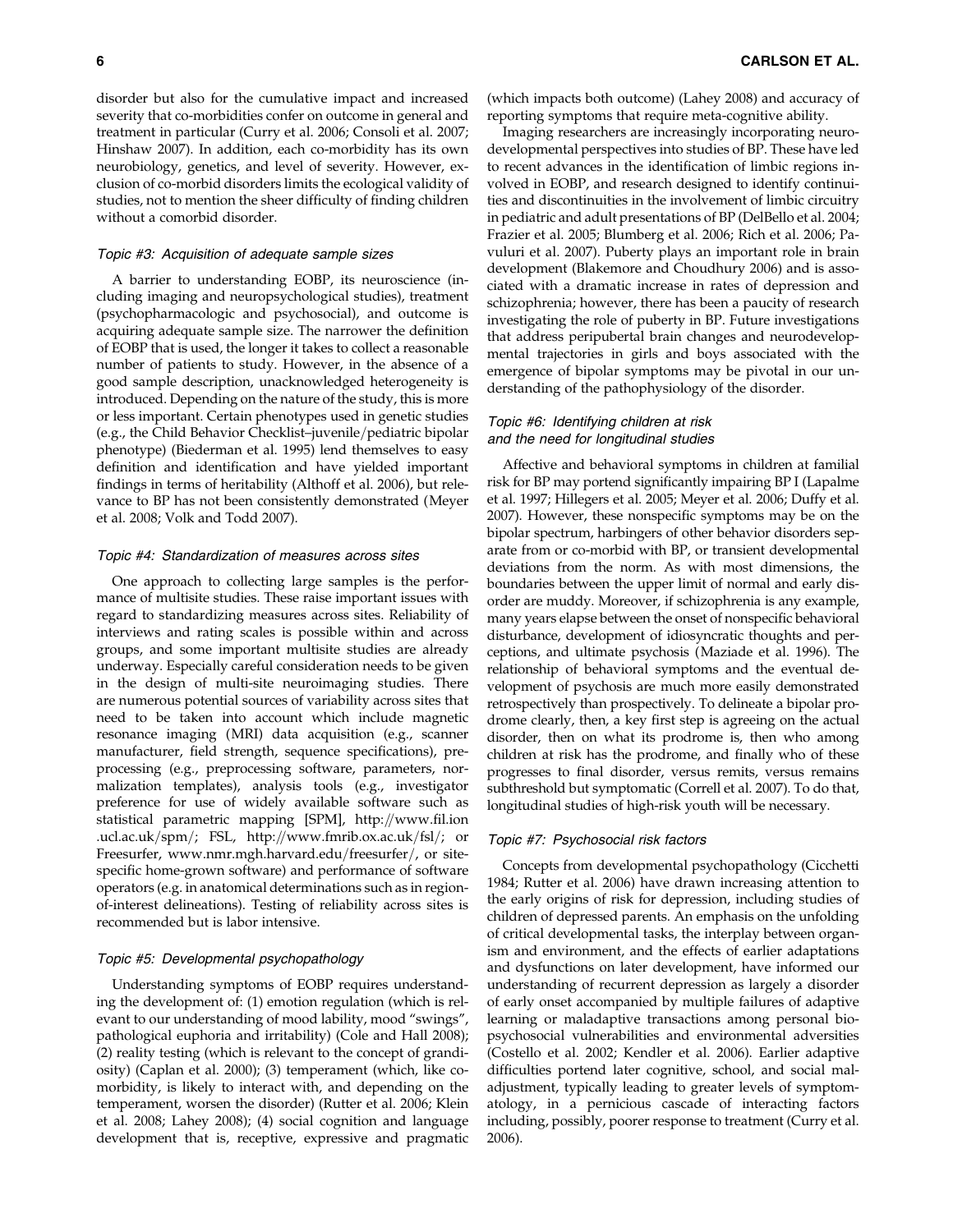disorder but also for the cumulative impact and increased severity that co-morbidities confer on outcome in general and treatment in particular (Curry et al. 2006; Consoli et al. 2007; Hinshaw 2007). In addition, each co-morbidity has its own neurobiology, genetics, and level of severity. However, exclusion of co-morbid disorders limits the ecological validity of studies, not to mention the sheer difficulty of finding children without a comorbid disorder.

### *Topic #3: Acquisition of adequate sample sizes*

A barrier to understanding EOBP, its neuroscience (including imaging and neuropsychological studies), treatment (psychopharmacologic and psychosocial), and outcome is acquiring adequate sample size. The narrower the definition of EOBP that is used, the longer it takes to collect a reasonable number of patients to study. However, in the absence of a good sample description, unacknowledged heterogeneity is introduced. Depending on the nature of the study, this is more or less important. Certain phenotypes used in genetic studies (e.g., the Child Behavior Checklist–juvenile/pediatric bipolar phenotype) (Biederman et al. 1995) lend themselves to easy definition and identification and have yielded important findings in terms of heritability (Althoff et al. 2006), but relevance to BP has not been consistently demonstrated (Meyer et al. 2008; Volk and Todd 2007).

### *Topic #4: Standardization of measures across sites*

One approach to collecting large samples is the performance of multisite studies. These raise important issues with regard to standardizing measures across sites. Reliability of interviews and rating scales is possible within and across groups, and some important multisite studies are already underway. Especially careful consideration needs to be given in the design of multi-site neuroimaging studies. There are numerous potential sources of variability across sites that need to be taken into account which include magnetic resonance imaging (MRI) data acquisition (e.g., scanner manufacturer, field strength, sequence specifications), preprocessing (e.g., preprocessing software, parameters, normalization templates), analysis tools (e.g., investigator preference for use of widely available software such as statistical parametric mapping [SPM], http://www.fil.ion.ucl.ac.uk/spm/; FSL, http://www.fmrib.ox.ac.uk/fsl/; or Freesurfer, www.nmr.mgh.harvard.edu/freesurfer/, or site-specific home-grown software) and performance of software operators (e.g. in anatomical determinations such as in region-of-interest delineations). Testing of reliability across sites is recommended but is labor intensive.

### *Topic #5: Developmental psychopathology*

Understanding symptoms of EOBP requires understanding the development of: (1) emotion regulation (which is relevant to our understanding of mood lability, mood "swings", pathological euphoria and irritability) (Cole and Hall 2008); (2) reality testing (which is relevant to the concept of grandiosity) (Caplan et al. 2000); (3) temperament (which, like co-morbidity, is likely to interact with, and depending on the temperament, worsen the disorder) (Rutter et al. 2006; Klein et al. 2008; Lahey 2008); (4) social cognition and language development that is, receptive, expressive and pragmatic (which impacts both outcome) (Lahey 2008) and accuracy of reporting symptoms that require meta-cognitive ability.

Imaging researchers are increasingly incorporating neurodevelopmental perspectives into studies of BP. These have led to recent advances in the identification of limbic regions involved in EOBP, and research designed to identify continuities and discontinuities in the involvement of limbic circuitry in pediatric and adult presentations of BP (DelBello et al. 2004; Frazier et al. 2005; Blumberg et al. 2006; Rich et al. 2006; Pavuluri et al. 2007). Puberty plays an important role in brain development (Blakemore and Choudhury 2006) and is associated with a dramatic increase in rates of depression and schizophrenia; however, there has been a paucity of research investigating the role of puberty in BP. Future investigations that address peripubertal brain changes and neurodevelopmental trajectories in girls and boys associated with the emergence of bipolar symptoms may be pivotal in our understanding of the pathophysiology of the disorder.

### *Topic #6: Identifying children at risk and the need for longitudinal studies*

Affective and behavioral symptoms in children at familial risk for BP may portend significantly impairing BP I (Lapalme et al. 1997; Hillegers et al. 2005; Meyer et al. 2006; Duffy et al. 2007). However, these nonspecific symptoms may be on the bipolar spectrum, harbingers of other behavior disorders separate from or co-morbid with BP, or transient developmental deviations from the norm. As with most dimensions, the boundaries between the upper limit of normal and early disorder are muddy. Moreover, if schizophrenia is any example, many years elapse between the onset of nonspecific behavioral disturbance, development of idiosyncratic thoughts and perceptions, and ultimate psychosis (Maziade et al. 1996). The relationship of behavioral symptoms and the eventual development of psychosis are much more easily demonstrated retrospectively than prospectively. To delineate a bipolar prodrome clearly, then, a key first step is agreeing on the actual disorder, then on what its prodrome is, then who among children at risk has the prodrome, and finally who of these progresses to final disorder, versus remits, versus remains subthreshold but symptomatic (Correll et al. 2007). To do that, longitudinal studies of high-risk youth will be necessary.

### *Topic #7: Psychosocial risk factors*

Concepts from developmental psychopathology (Cicchetti 1984; Rutter et al. 2006) have drawn increasing attention to the early origins of risk for depression, including studies of children of depressed parents. An emphasis on the unfolding of critical developmental tasks, the interplay between organism and environment, and the effects of earlier adaptations and dysfunctions on later development, have informed our understanding of recurrent depression as largely a disorder of early onset accompanied by multiple failures of adaptive learning or maladaptive transactions among personal bio-psychosocial vulnerabilities and environmental adversities (Costello et al. 2002; Kendler et al. 2006). Earlier adaptive difficulties portend later cognitive, school, and social maladjustment, typically leading to greater levels of symptomatology, in a pernicious cascade of interacting factors including, possibly, poorer response to treatment (Curry et al. 2006).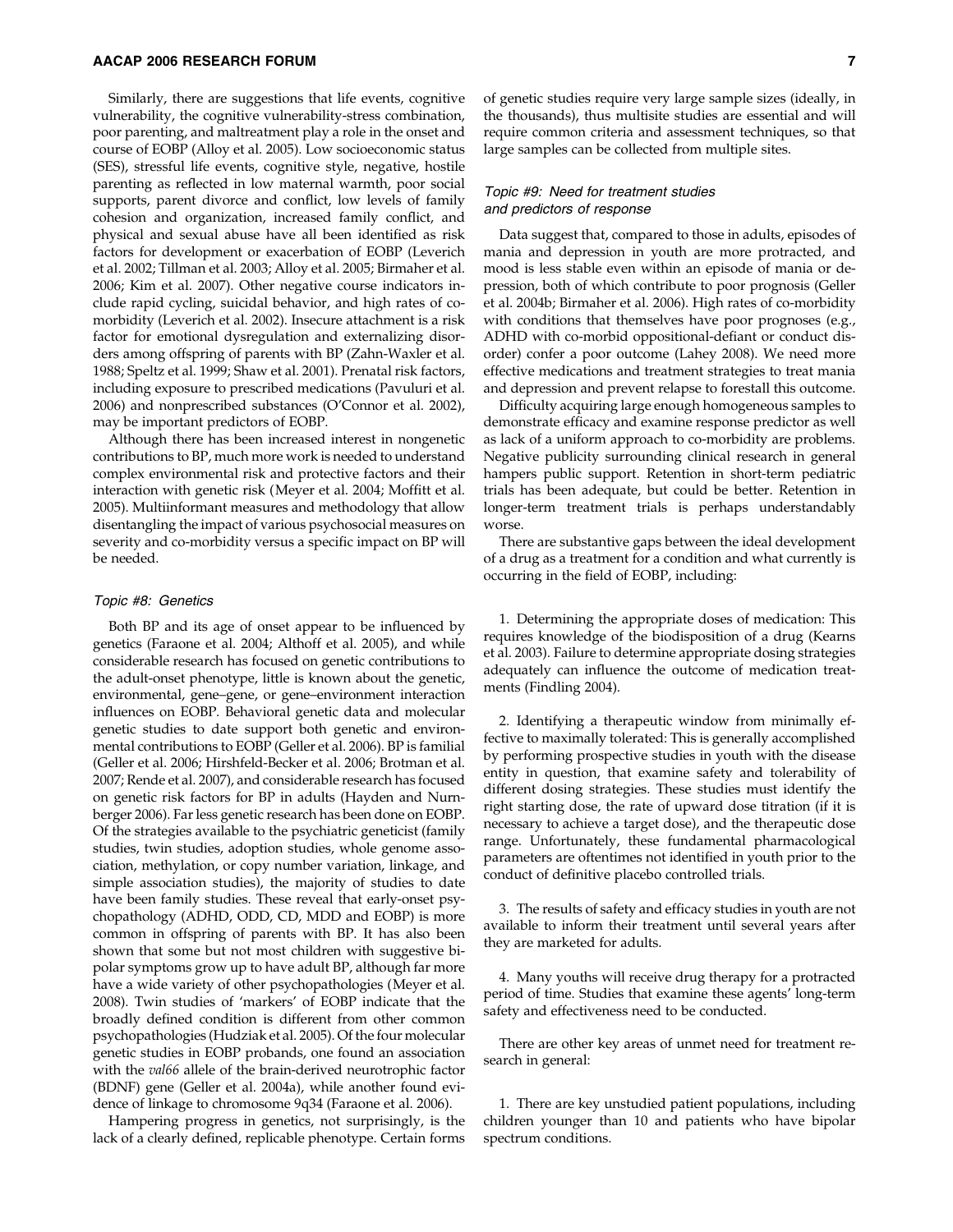Similarly, there are suggestions that life events, cognitive vulnerability, the cognitive vulnerability-stress combination, poor parenting, and maltreatment play a role in the onset and course of EOBP (Alloy et al. 2005). Low socioeconomic status (SES), stressful life events, cognitive style, negative, hostile parenting as reflected in low maternal warmth, poor social supports, parent divorce and conflict, low levels of family cohesion and organization, increased family conflict, and physical and sexual abuse have all been identified as risk factors for development or exacerbation of EOBP (Leverich et al. 2002; Tillman et al. 2003; Alloy et al. 2005; Birmaher et al. 2006; Kim et al. 2007). Other negative course indicators include rapid cycling, suicidal behavior, and high rates of co-morbidity (Leverich et al. 2002). Insecure attachment is a risk factor for emotional dysregulation and externalizing disorders among offspring of parents with BP (Zahn-Waxler et al. 1988; Speltz et al. 1999; Shaw et al. 2001). Prenatal risk factors, including exposure to prescribed medications (Pavuluri et al. 2006) and nonprescribed substances (O'Connor et al. 2002), may be important predictors of EOBP.

Although there has been increased interest in nongenetic contributions to BP, much more work is needed to understand complex environmental risk and protective factors and their interaction with genetic risk (Meyer et al. 2004; Moffitt et al. 2005). Multiinformant measures and methodology that allow disentangling the impact of various psychosocial measures on severity and co-morbidity versus a specific impact on BP will be needed.

### *Topic #8: Genetics*

Both BP and its age of onset appear to be influenced by genetics (Faraone et al. 2004; Althoff et al. 2005), and while considerable research has focused on genetic contributions to the adult-onset phenotype, little is known about the genetic, environmental, gene–gene, or gene–environment interaction influences on EOBP. Behavioral genetic data and molecular genetic studies to date support both genetic and environmental contributions to EOBP (Geller et al. 2006). BP is familial (Geller et al. 2006; Hirshfeld-Becker et al. 2006; Brotman et al. 2007; Rende et al. 2007), and considerable research has focused on genetic risk factors for BP in adults (Hayden and Nurnberger 2006). Far less genetic research has been done on EOBP. Of the strategies available to the psychiatric geneticist (family studies, twin studies, adoption studies, whole genome association, methylation, or copy number variation, linkage, and simple association studies), the majority of studies to date have been family studies. These reveal that early-onset psychopathology (ADHD, ODD, CD, MDD and EOBP) is more common in offspring of parents with BP. It has also been shown that some but not most children with suggestive bipolar symptoms grow up to have adult BP, although far more have a wide variety of other psychopathologies (Meyer et al. 2008). Twin studies of 'markers' of EOBP indicate that the broadly defined condition is different from other common psychopathologies (Hudziak et al. 2005). Of the four molecular genetic studies in EOBP probands, one found an association with the *val66* allele of the brain-derived neurotrophic factor (BDNF) gene (Geller et al. 2004a), while another found evidence of linkage to chromosome 9q34 (Faraone et al. 2006).

Hampering progress in genetics, not surprisingly, is the lack of a clearly defined, replicable phenotype. Certain forms of genetic studies require very large sample sizes (ideally, in the thousands), thus multisite studies are essential and will require common criteria and assessment techniques, so that large samples can be collected from multiple sites.

### *Topic #9: Need for treatment studies and predictors of response*

Data suggest that, compared to those in adults, episodes of mania and depression in youth are more protracted, and mood is less stable even within an episode of mania or depression, both of which contribute to poor prognosis (Geller et al. 2004b; Birmaher et al. 2006). High rates of co-morbidity with conditions that themselves have poor prognoses (e.g., ADHD with co-morbid oppositional-defiant or conduct disorder) confer a poor outcome (Lahey 2008). We need more effective medications and treatment strategies to treat mania and depression and prevent relapse to forestall this outcome.

Difficulty acquiring large enough homogeneous samples to demonstrate efficacy and examine response predictor as well as lack of a uniform approach to co-morbidity are problems. Negative publicity surrounding clinical research in general hampers public support. Retention in short-term pediatric trials has been adequate, but could be better. Retention in longer-term treatment trials is perhaps understandably worse.

There are substantive gaps between the ideal development of a drug as a treatment for a condition and what currently is occurring in the field of EOBP, including:

1. Determining the appropriate doses of medication: This requires knowledge of the biodisposition of a drug (Kearns et al. 2003). Failure to determine appropriate dosing strategies adequately can influence the outcome of medication treatments (Findling 2004).

2. Identifying a therapeutic window from minimally effective to maximally tolerated: This is generally accomplished by performing prospective studies in youth with the disease entity in question, that examine safety and tolerability of different dosing strategies. These studies must identify the right starting dose, the rate of upward dose titration (if it is necessary to achieve a target dose), and the therapeutic dose range. Unfortunately, these fundamental pharmacological parameters are oftentimes not identified in youth prior to the conduct of definitive placebo controlled trials.

3. The results of safety and efficacy studies in youth are not available to inform their treatment until several years after they are marketed for adults.

4. Many youths will receive drug therapy for a protracted period of time. Studies that examine these agents' long-term safety and effectiveness need to be conducted.

There are other key areas of unmet need for treatment research in general:

1. There are key unstudied patient populations, including children younger than 10 and patients who have bipolar spectrum conditions.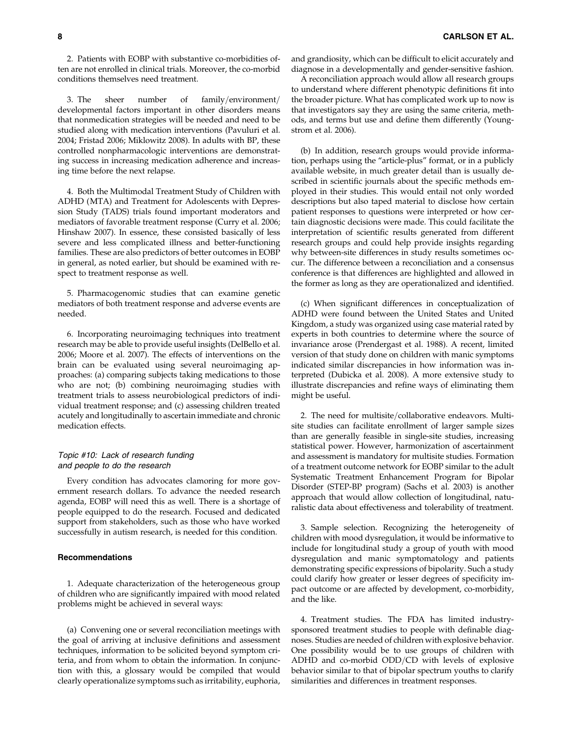2. Patients with EOBP with substantive co-morbidities often are not enrolled in clinical trials. Moreover, the co-morbid conditions themselves need treatment.

3. The sheer number of family/environment/developmental factors important in other disorders means that nonmedication strategies will be needed and need to be studied along with medication interventions (Pavuluri et al. 2004; Fristad 2006; Miklowitz 2008). In adults with BP, these controlled nonpharmacologic interventions are demonstrating success in increasing medication adherence and increasing time before the next relapse.

4. Both the Multimodal Treatment Study of Children with ADHD (MTA) and Treatment for Adolescents with Depression Study (TADS) trials found important moderators and mediators of favorable treatment response (Curry et al. 2006; Hinshaw 2007). In essence, these consisted basically of less severe and less complicated illness and better-functioning families. These are also predictors of better outcomes in EOBP in general, as noted earlier, but should be examined with respect to treatment response as well.

5. Pharmacogenomic studies that can examine genetic mediators of both treatment response and adverse events are needed.

6. Incorporating neuroimaging techniques into treatment research may be able to provide useful insights (DelBello et al. 2006; Moore et al. 2007). The effects of interventions on the brain can be evaluated using several neuroimaging approaches: (a) comparing subjects taking medications to those who are not; (b) combining neuroimaging studies with treatment trials to assess neurobiological predictors of individual treatment response; and (c) assessing children treated acutely and longitudinally to ascertain immediate and chronic medication effects.

### *Topic #10: Lack of research funding and people to do the research*

Every condition has advocates clamoring for more government research dollars. To advance the needed research agenda, EOBP will need this as well. There is a shortage of people equipped to do the research. Focused and dedicated support from stakeholders, such as those who have worked successfully in autism research, is needed for this condition.

## Recommendations

1. Adequate characterization of the heterogeneous group of children who are significantly impaired with mood related problems might be achieved in several ways:

(a) Convening one or several reconciliation meetings with the goal of arriving at inclusive definitions and assessment techniques, information to be solicited beyond symptom criteria, and from whom to obtain the information. In conjunction with this, a glossary would be compiled that would clearly operationalize symptoms such as irritability, euphoria, and grandiosity, which can be difficult to elicit accurately and diagnose in a developmentally and gender-sensitive fashion.

A reconciliation approach would allow all research groups to understand where different phenotypic definitions fit into the broader picture. What has complicated work up to now is that investigators say they are using the same criteria, methods, and terms but use and define them differently (Youngstrom et al. 2006).

(b) In addition, research groups would provide information, perhaps using the "article-plus" format, or in a publicly available website, in much greater detail than is usually described in scientific journals about the specific methods employed in their studies. This would entail not only worded descriptions but also taped material to disclose how certain patient responses to questions were interpreted or how certain diagnostic decisions were made. This could facilitate the interpretation of scientific results generated from different research groups and could help provide insights regarding why between-site differences in study results sometimes occur. The difference between a reconciliation and a consensus conference is that differences are highlighted and allowed in the former as long as they are operationalized and identified.

(c) When significant differences in conceptualization of ADHD were found between the United States and United Kingdom, a study was organized using case material rated by experts in both countries to determine where the source of invariance arose (Prendergast et al. 1988). A recent, limited version of that study done on children with manic symptoms indicated similar discrepancies in how information was interpreted (Dubicka et al. 2008). A more extensive study to illustrate discrepancies and refine ways of eliminating them might be useful.

2. The need for multisite/collaborative endeavors. Multisite studies can facilitate enrollment of larger sample sizes than are generally feasible in single-site studies, increasing statistical power. However, harmonization of ascertainment and assessment is mandatory for multisite studies. Formation of a treatment outcome network for EOBP similar to the adult Systematic Treatment Enhancement Program for Bipolar Disorder (STEP-BP program) (Sachs et al. 2003) is another approach that would allow collection of longitudinal, naturalistic data about effectiveness and tolerability of treatment.

3. Sample selection. Recognizing the heterogeneity of children with mood dysregulation, it would be informative to include for longitudinal study a group of youth with mood dysregulation and manic symptomatology and patients demonstrating specific expressions of bipolarity. Such a study could clarify how greater or lesser degrees of specificity impact outcome or are affected by development, co-morbidity, and the like.

4. Treatment studies. The FDA has limited industry-sponsored treatment studies to people with definable diagnoses. Studies are needed of children with explosive behavior. One possibility would be to use groups of children with ADHD and co-morbid ODD/CD with levels of explosive behavior similar to that of bipolar spectrum youths to clarify similarities and differences in treatment responses.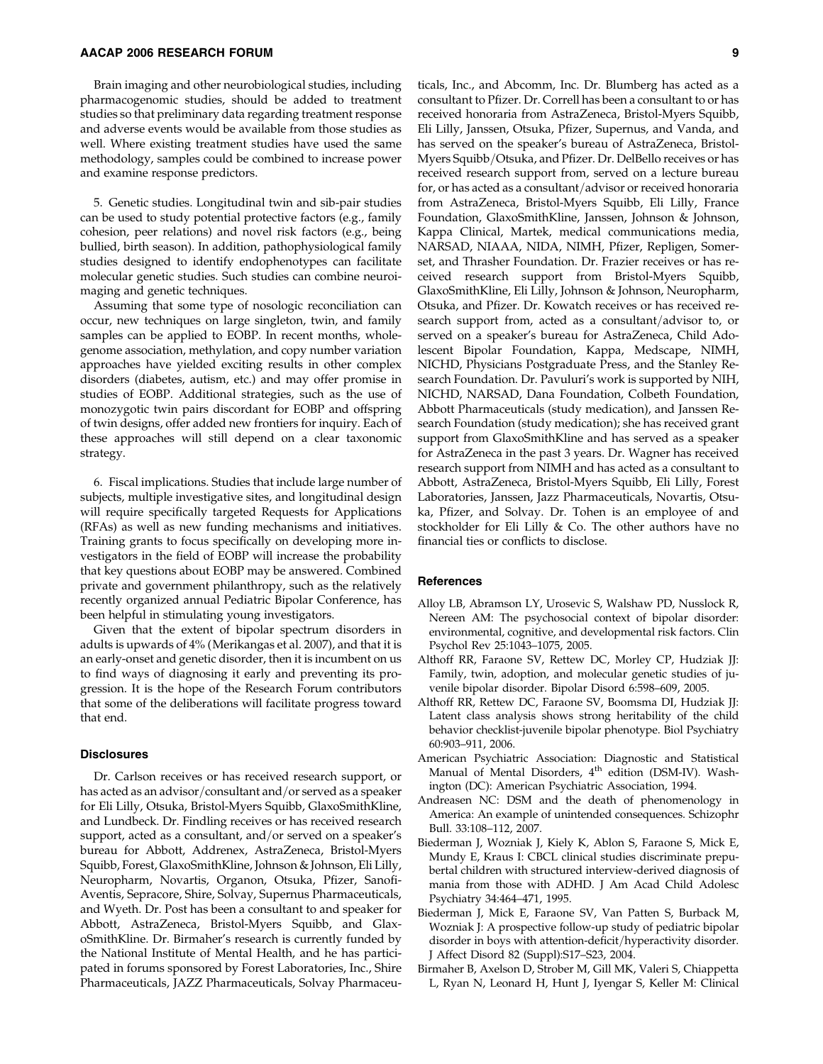Brain imaging and other neurobiological studies, including pharmacogenomic studies, should be added to treatment studies so that preliminary data regarding treatment response and adverse events would be available from those studies as well. Where existing treatment studies have used the same methodology, samples could be combined to increase power and examine response predictors.

5. Genetic studies. Longitudinal twin and sib-pair studies can be used to study potential protective factors (e.g., family cohesion, peer relations) and novel risk factors (e.g., being bullied, birth season). In addition, pathophysiological family studies designed to identify endophenotypes can facilitate molecular genetic studies. Such studies can combine neuroimaging and genetic techniques.

Assuming that some type of nosologic reconciliation can occur, new techniques on large singleton, twin, and family samples can be applied to EOBP. In recent months, whole-genome association, methylation, and copy number variation approaches have yielded exciting results in other complex disorders (diabetes, autism, etc.) and may offer promise in studies of EOBP. Additional strategies, such as the use of monozygotic twin pairs discordant for EOBP and offspring of twin designs, offer added new frontiers for inquiry. Each of these approaches will still depend on a clear taxonomic strategy.

6. Fiscal implications. Studies that include large number of subjects, multiple investigative sites, and longitudinal design will require specifically targeted Requests for Applications (RFAs) as well as new funding mechanisms and initiatives. Training grants to focus specifically on developing more investigators in the field of EOBP will increase the probability that key questions about EOBP may be answered. Combined private and government philanthropy, such as the relatively recently organized annual Pediatric Bipolar Conference, has been helpful in stimulating young investigators.

Given that the extent of bipolar spectrum disorders in adults is upwards of 4% (Merikangas et al. 2007), and that it is an early-onset and genetic disorder, then it is incumbent on us to find ways of diagnosing it early and preventing its progression. It is the hope of the Research Forum contributors that some of the deliberations will facilitate progress toward that end.

### Disclosures

Dr. Carlson receives or has received research support, or has acted as an advisor/consultant and/or served as a speaker for Eli Lilly, Otsuka, Bristol-Myers Squibb, GlaxoSmithKline, and Lundbeck. Dr. Findling receives or has received research support, acted as a consultant, and/or served on a speaker's bureau for Abbott, Addrenex, AstraZeneca, Bristol-Myers Squibb, Forest, GlaxoSmithKline, Johnson & Johnson, Eli Lilly, Neuropharm, Novartis, Organon, Otsuka, Pfizer, Sanofi-Aventis, Sepracore, Shire, Solvay, Supernus Pharmaceuticals, and Wyeth. Dr. Post has been a consultant to and speaker for Abbott, AstraZeneca, Bristol-Myers Squibb, and GlaxoSmithKline. Dr. Birmaher's research is currently funded by the National Institute of Mental Health, and he has participated in forums sponsored by Forest Laboratories, Inc., Shire Pharmaceuticals, JAZZ Pharmaceuticals, Solvay Pharmaceuticals, Inc., and Abcomm, Inc. Dr. Blumberg has acted as a consultant to Pfizer. Dr. Correll has been a consultant to or has received honoraria from AstraZeneca, Bristol-Myers Squibb, Eli Lilly, Janssen, Otsuka, Pfizer, Supernus, and Vanda, and has served on the speaker's bureau of AstraZeneca, Bristol-Myers Squibb/Otsuka, and Pfizer. Dr. DelBello receives or has received research support from, served on a lecture bureau for, or has acted as a consultant/advisor or received honoraria from AstraZeneca, Bristol-Myers Squibb, Eli Lilly, France Foundation, GlaxoSmithKline, Janssen, Johnson & Johnson, Kappa Clinical, Martek, medical communications media, NARSAD, NIAAA, NIDA, NIMH, Pfizer, Repligen, Somerset, and Thrasher Foundation. Dr. Frazier receives or has received research support from Bristol-Myers Squibb, GlaxoSmithKline, Eli Lilly, Johnson & Johnson, Neuropharm, Otsuka, and Pfizer. Dr. Kowatch receives or has received research support from, acted as a consultant/advisor to, or served on a speaker's bureau for AstraZeneca, Child Adolescent Bipolar Foundation, Kappa, Medscape, NIMH, NICHD, Physicians Postgraduate Press, and the Stanley Research Foundation. Dr. Pavuluri's work is supported by NIH, NICHD, NARSAD, Dana Foundation, Colbeth Foundation, Abbott Pharmaceuticals (study medication), and Janssen Research Foundation (study medication); she has received grant support from GlaxoSmithKline and has served as a speaker for AstraZeneca in the past 3 years. Dr. Wagner has received research support from NIMH and has acted as a consultant to Abbott, AstraZeneca, Bristol-Myers Squibb, Eli Lilly, Forest Laboratories, Janssen, Jazz Pharmaceuticals, Novartis, Otsuka, Pfizer, and Solvay. Dr. Tohen is an employee of and stockholder for Eli Lilly & Co. The other authors have no financial ties or conflicts to disclose.

### References

Alloy LB, Abramson LY, Urosevic S, Walshaw PD, Nusslock R, Nereen AM: The psychosocial context of bipolar disorder: environmental, cognitive, and developmental risk factors. Clin Psychol Rev 25:1043–1075, 2005.

Althoff RR, Faraone SV, Rettew DC, Morley CP, Hudziak JJ: Family, twin, adoption, and molecular genetic studies of juvenile bipolar disorder. Bipolar Disord 6:598–609, 2005.

Althoff RR, Rettew DC, Faraone SV, Boomsma DI, Hudziak JJ: Latent class analysis shows strong heritability of the child behavior checklist-juvenile bipolar phenotype. Biol Psychiatry 60:903–911, 2006.

American Psychiatric Association: Diagnostic and Statistical Manual of Mental Disorders, 4th edition (DSM-IV). Washington (DC): American Psychiatric Association, 1994.

Andreasen NC: DSM and the death of phenomenology in America: An example of unintended consequences. Schizophr Bull. 33:108–112, 2007.

Biederman J, Wozniak J, Kiely K, Ablon S, Faraone S, Mick E, Mundy E, Kraus I: CBCL clinical studies discriminate prepubertal children with structured interview-derived diagnosis of mania from those with ADHD. J Am Acad Child Adolesc Psychiatry 34:464–471, 1995.

Biederman J, Mick E, Faraone SV, Van Patten S, Burback M, Wozniak J: A prospective follow-up study of pediatric bipolar disorder in boys with attention-deficit/hyperactivity disorder. J Affect Disord 82 (Suppl):S17–S23, 2004.

Birmaher B, Axelson D, Strober M, Gill MK, Valeri S, Chiappetta L, Ryan N, Leonard H, Hunt J, Iyengar S, Keller M: Clinical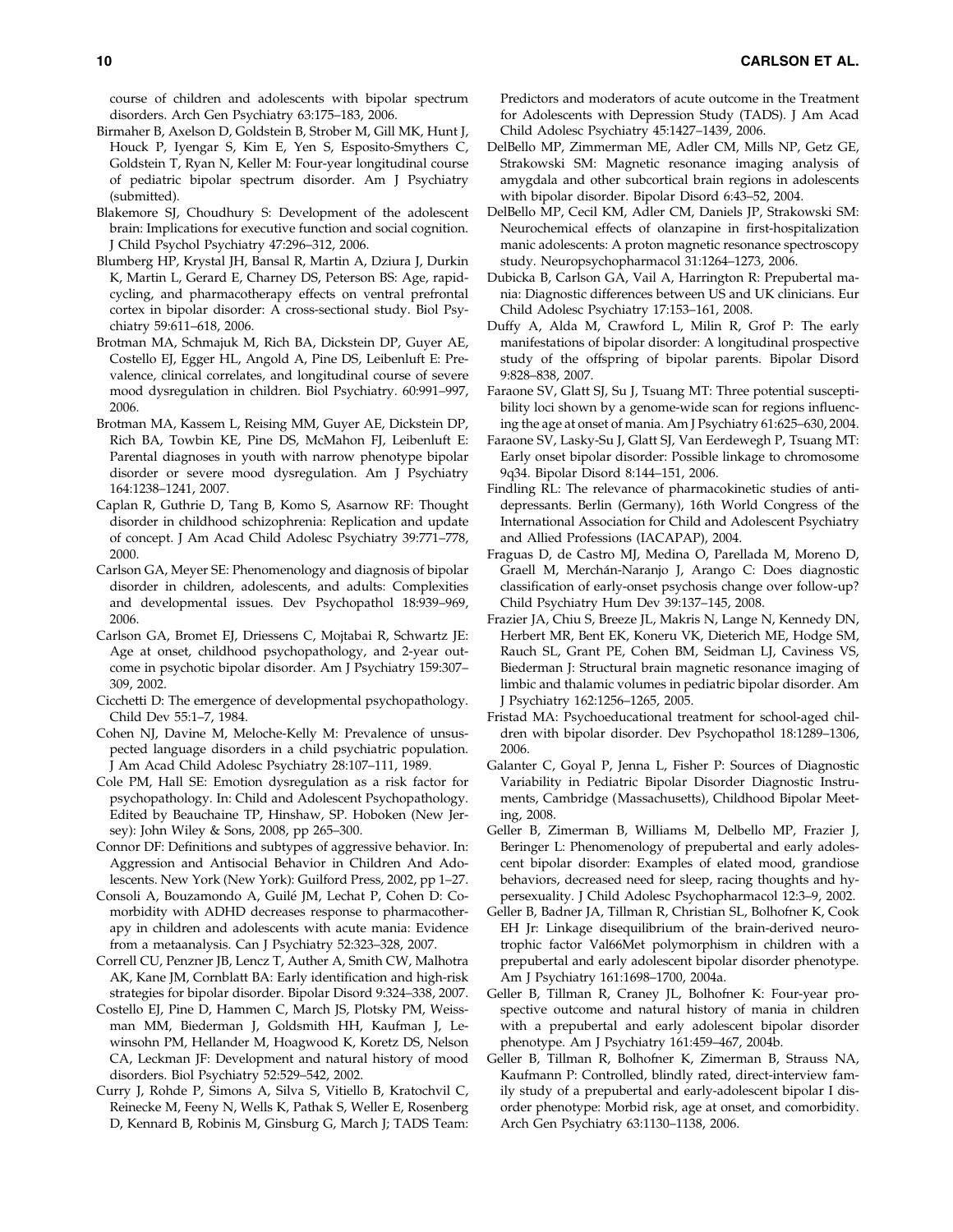course of children and adolescents with bipolar spectrum disorders. Arch Gen Psychiatry 63:175–183, 2006.

Birmaher B, Axelson D, Goldstein B, Strober M, Gill MK, Hunt J, Houck P, Iyengar S, Kim E, Yen S, Esposito-Smythers C, Goldstein T, Ryan N, Keller M: Four-year longitudinal course of pediatric bipolar spectrum disorder. Am J Psychiatry (submitted).

Blakemore SJ, Choudhury S: Development of the adolescent brain: Implications for executive function and social cognition. J Child Psychol Psychiatry 47:296–312, 2006.

Blumberg HP, Krystal JH, Bansal R, Martin A, Dziura J, Durkin K, Martin L, Gerard E, Charney DS, Peterson BS: Age, rapid-cycling, and pharmacotherapy effects on ventral prefrontal cortex in bipolar disorder: A cross-sectional study. Biol Psychiatry 59:611–618, 2006.

Brotman MA, Schmajuk M, Rich BA, Dickstein DP, Guyer AE, Costello EJ, Egger HL, Angold A, Pine DS, Leibenluft E: Prevalence, clinical correlates, and longitudinal course of severe mood dysregulation in children. Biol Psychiatry. 60:991–997, 2006.

Brotman MA, Kassem L, Reising MM, Guyer AE, Dickstein DP, Rich BA, Towbin KE, Pine DS, McMahon FJ, Leibenluft E: Parental diagnoses in youth with narrow phenotype bipolar disorder or severe mood dysregulation. Am J Psychiatry 164:1238–1241, 2007.

Caplan R, Guthrie D, Tang B, Komo S, Asarnow RF: Thought disorder in childhood schizophrenia: Replication and update of concept. J Am Acad Child Adolesc Psychiatry 39:771–778, 2000.

Carlson GA, Meyer SE: Phenomenology and diagnosis of bipolar disorder in children, adolescents, and adults: Complexities and developmental issues. Dev Psychopathol 18:939–969, 2006.

Carlson GA, Bromet EJ, Driessens C, Mojtabai R, Schwartz JE: Age at onset, childhood psychopathology, and 2-year outcome in psychotic bipolar disorder. Am J Psychiatry 159:307–309, 2002.

Cicchetti D: The emergence of developmental psychopathology. Child Dev 55:1–7, 1984.

Cohen NJ, Davine M, Meloche-Kelly M: Prevalence of unsuspected language disorders in a child psychiatric population. J Am Acad Child Adolesc Psychiatry 28:107–111, 1989.

Cole PM, Hall SE: Emotion dysregulation as a risk factor for psychopathology. In: Child and Adolescent Psychopathology. Edited by Beauchaine TP, Hinshaw, SP. Hoboken (New Jersey): John Wiley & Sons, 2008, pp 265–300.

Connor DF: Definitions and subtypes of aggressive behavior. In: Aggression and Antisocial Behavior in Children And Adolescents. New York (New York): Guilford Press, 2002, pp 1–27.

Consoli A, Bouzamondo A, Guilé JM, Lechat P, Cohen D: Comorbidity with ADHD decreases response to pharmacotherapy in children and adolescents with acute mania: Evidence from a metaanalysis. Can J Psychiatry 52:323–328, 2007.

Correll CU, Penzner JB, Lencz T, Auther A, Smith CW, Malhotra AK, Kane JM, Cornblatt BA: Early identification and high-risk strategies for bipolar disorder. Bipolar Disord 9:324–338, 2007.

Costello EJ, Pine D, Hammen C, March JS, Plotsky PM, Weissman MM, Biederman J, Goldsmith HH, Kaufman J, Lewinsohn PM, Hellander M, Hoagwood K, Koretz DS, Nelson CA, Leckman JF: Development and natural history of mood disorders. Biol Psychiatry 52:529–542, 2002.

Curry J, Rohde P, Simons A, Silva S, Vitiello B, Kratochvil C, Reinecke M, Feeny N, Wells K, Pathak S, Weller E, Rosenberg D, Kennard B, Robinis M, Ginsburg G, March J; TADS Team: Predictors and moderators of acute outcome in the Treatment for Adolescents with Depression Study (TADS). J Am Acad Child Adolesc Psychiatry 45:1427–1439, 2006.

DelBello MP, Zimmerman ME, Adler CM, Mills NP, Getz GE, Strakowski SM: Magnetic resonance imaging analysis of amygdala and other subcortical brain regions in adolescents with bipolar disorder. Bipolar Disord 6:43–52, 2004.

DelBello MP, Cecil KM, Adler CM, Daniels JP, Strakowski SM: Neurochemical effects of olanzapine in first-hospitalization manic adolescents: A proton magnetic resonance spectroscopy study. Neuropsychopharmacol 31:1264–1273, 2006.

Dubicka B, Carlson GA, Vail A, Harrington R: Prepubertal mania: Diagnostic differences between US and UK clinicians. Eur Child Adolesc Psychiatry 17:153–161, 2008.

Duffy A, Alda M, Crawford L, Milin R, Grof P: The early manifestations of bipolar disorder: A longitudinal prospective study of the offspring of bipolar parents. Bipolar Disord 9:828–838, 2007.

Faraone SV, Glatt SJ, Su J, Tsuang MT: Three potential susceptibility loci shown by a genome-wide scan for regions influencing the age at onset of mania. Am J Psychiatry 61:625–630, 2004.

Faraone SV, Lasky-Su J, Glatt SJ, Van Eerdewegh P, Tsuang MT: Early onset bipolar disorder: Possible linkage to chromosome 9q34. Bipolar Disord 8:144–151, 2006.

Findling RL: The relevance of pharmacokinetic studies of antidepressants. Berlin (Germany), 16th World Congress of the International Association for Child and Adolescent Psychiatry and Allied Professions (IACAPAP), 2004.

Fraguas D, de Castro MJ, Medina O, Parellada M, Moreno D, Graell M, Merchán-Naranjo J, Arango C: Does diagnostic classification of early-onset psychosis change over follow-up? Child Psychiatry Hum Dev 39:137–145, 2008.

Frazier JA, Chiu S, Breeze JL, Makris N, Lange N, Kennedy DN, Herbert MR, Bent EK, Koneru VK, Dieterich ME, Hodge SM, Rauch SL, Grant PE, Cohen BM, Seidman LJ, Caviness VS, Biederman J: Structural brain magnetic resonance imaging of limbic and thalamic volumes in pediatric bipolar disorder. Am J Psychiatry 162:1256–1265, 2005.

Fristad MA: Psychoeducational treatment for school-aged children with bipolar disorder. Dev Psychopathol 18:1289–1306, 2006.

Galanter C, Goyal P, Jenna L, Fisher P: Sources of Diagnostic Variability in Pediatric Bipolar Disorder Diagnostic Instruments, Cambridge (Massachusetts), Childhood Bipolar Meeting, 2008.

Geller B, Zimerman B, Williams M, Delbello MP, Frazier J, Beringer L: Phenomenology of prepubertal and early adolescent bipolar disorder: Examples of elated mood, grandiose behaviors, decreased need for sleep, racing thoughts and hypersexuality. J Child Adolesc Psychopharmacol 12:3–9, 2002.

Geller B, Badner JA, Tillman R, Christian SL, Bolhofner K, Cook EH Jr: Linkage disequilibrium of the brain-derived neurotrophic factor Val66Met polymorphism in children with a prepubertal and early adolescent bipolar disorder phenotype. Am J Psychiatry 161:1698–1700, 2004a.

Geller B, Tillman R, Craney JL, Bolhofner K: Four-year prospective outcome and natural history of mania in children with a prepubertal and early adolescent bipolar disorder phenotype. Am J Psychiatry 161:459–467, 2004b.

Geller B, Tillman R, Bolhofner K, Zimerman B, Strauss NA, Kaufmann P: Controlled, blindly rated, direct-interview family study of a prepubertal and early-adolescent bipolar I disorder phenotype: Morbid risk, age at onset, and comorbidity. Arch Gen Psychiatry 63:1130–1138, 2006.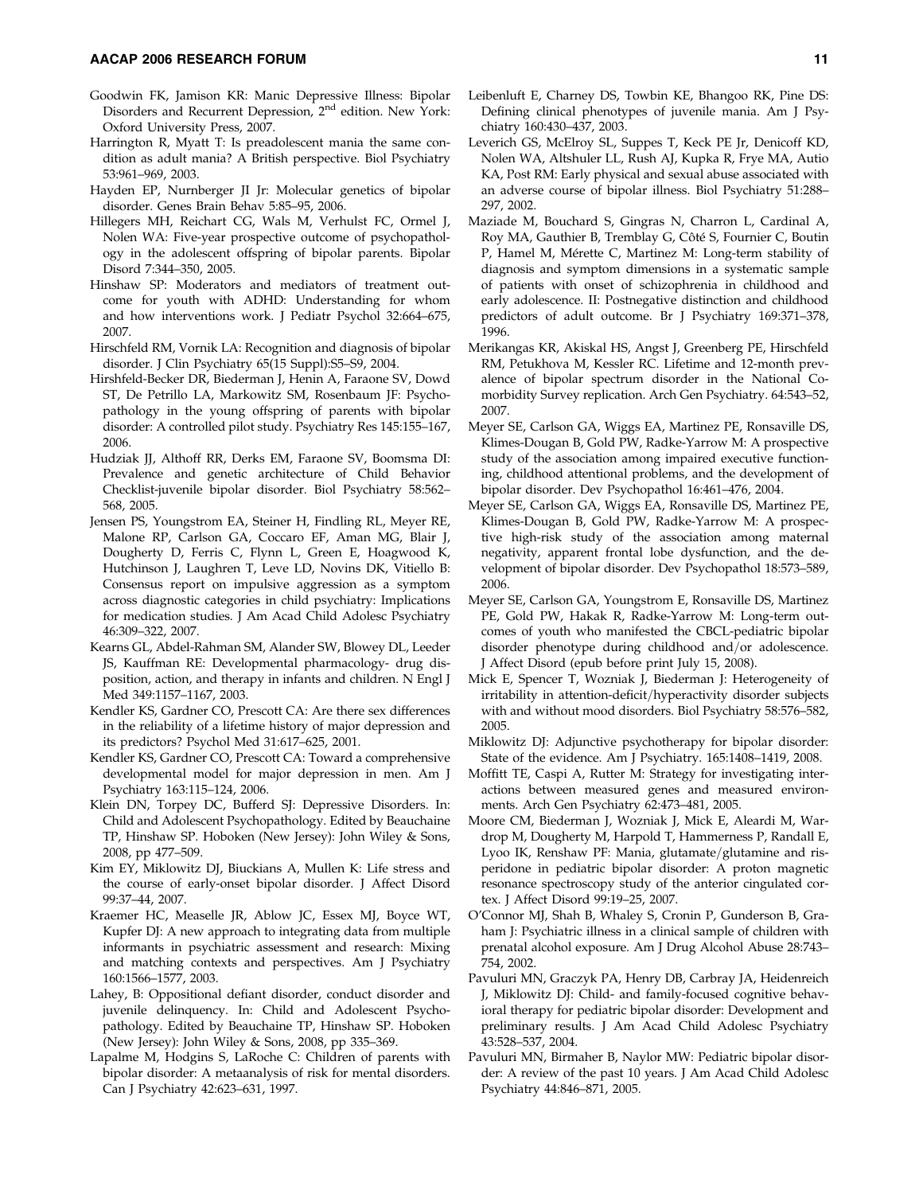Goodwin FK, Jamison KR: Manic Depressive Illness: Bipolar Disorders and Recurrent Depression, 2nd edition. New York: Oxford University Press, 2007.

Harrington R, Myatt T: Is preadolescent mania the same condition as adult mania? A British perspective. Biol Psychiatry 53:961–969, 2003.

Hayden EP, Nurnberger JI Jr: Molecular genetics of bipolar disorder. Genes Brain Behav 5:85–95, 2006.

Hillegers MH, Reichart CG, Wals M, Verhulst FC, Ormel J, Nolen WA: Five-year prospective outcome of psychopathology in the adolescent offspring of bipolar parents. Bipolar Disord 7:344–350, 2005.

Hinshaw SP: Moderators and mediators of treatment outcome for youth with ADHD: Understanding for whom and how interventions work. J Pediatr Psychol 32:664–675, 2007.

Hirschfeld RM, Vornik LA: Recognition and diagnosis of bipolar disorder. J Clin Psychiatry 65(15 Suppl):S5–S9, 2004.

Hirshfeld-Becker DR, Biederman J, Henin A, Faraone SV, Dowd ST, De Petrillo LA, Markowitz SM, Rosenbaum JF: Psychopathology in the young offspring of parents with bipolar disorder: A controlled pilot study. Psychiatry Res 145:155–167, 2006.

Hudziak JJ, Althoff RR, Derks EM, Faraone SV, Boomsma DI: Prevalence and genetic architecture of Child Behavior Checklist-juvenile bipolar disorder. Biol Psychiatry 58:562–568, 2005.

Jensen PS, Youngstrom EA, Steiner H, Findling RL, Meyer RE, Malone RP, Carlson GA, Coccaro EF, Aman MG, Blair J, Dougherty D, Ferris C, Flynn L, Green E, Hoagwood K, Hutchinson J, Laughren T, Leve LD, Novins DK, Vitiello B: Consensus report on impulsive aggression as a symptom across diagnostic categories in child psychiatry: Implications for medication studies. J Am Acad Child Adolesc Psychiatry 46:309–322, 2007.

Kearns GL, Abdel-Rahman SM, Alander SW, Blowey DL, Leeder JS, Kauffman RE: Developmental pharmacology- drug disposition, action, and therapy in infants and children. N Engl J Med 349:1157–1167, 2003.

Kendler KS, Gardner CO, Prescott CA: Are there sex differences in the reliability of a lifetime history of major depression and its predictors? Psychol Med 31:617–625, 2001.

Kendler KS, Gardner CO, Prescott CA: Toward a comprehensive developmental model for major depression in men. Am J Psychiatry 163:115–124, 2006.

Klein DN, Torpey DC, Bufferd SJ: Depressive Disorders. In: Child and Adolescent Psychopathology. Edited by Beauchaine TP, Hinshaw SP. Hoboken (New Jersey): John Wiley & Sons, 2008, pp 477–509.

Kim EY, Miklowitz DJ, Biuckians A, Mullen K: Life stress and the course of early-onset bipolar disorder. J Affect Disord 99:37–44, 2007.

Kraemer HC, Measelle JR, Ablow JC, Essex MJ, Boyce WT, Kupfer DJ: A new approach to integrating data from multiple informants in psychiatric assessment and research: Mixing and matching contexts and perspectives. Am J Psychiatry 160:1566–1577, 2003.

Lahey, B: Oppositional defiant disorder, conduct disorder and juvenile delinquency. In: Child and Adolescent Psychopathology. Edited by Beauchaine TP, Hinshaw SP. Hoboken (New Jersey): John Wiley & Sons, 2008, pp 335–369.

Lapalme M, Hodgins S, LaRoche C: Children of parents with bipolar disorder: A metaanalysis of risk for mental disorders. Can J Psychiatry 42:623–631, 1997.

Leibenluft E, Charney DS, Towbin KE, Bhangoo RK, Pine DS: Defining clinical phenotypes of juvenile mania. Am J Psychiatry 160:430–437, 2003.

Leverich GS, McElroy SL, Suppes T, Keck PE Jr, Denicoff KD, Nolen WA, Altshuler LL, Rush AJ, Kupka R, Frye MA, Autio KA, Post RM: Early physical and sexual abuse associated with an adverse course of bipolar illness. Biol Psychiatry 51:288–297, 2002.

Maziade M, Bouchard S, Gingras N, Charron L, Cardinal A, Roy MA, Gauthier B, Tremblay G, Côté S, Fournier C, Boutin P, Hamel M, Mérette C, Martinez M: Long-term stability of diagnosis and symptom dimensions in a systematic sample of patients with onset of schizophrenia in childhood and early adolescence. II: Postnegative distinction and childhood predictors of adult outcome. Br J Psychiatry 169:371–378, 1996.

Merikangas KR, Akiskal HS, Angst J, Greenberg PE, Hirschfeld RM, Petukhova M, Kessler RC. Lifetime and 12-month prevalence of bipolar spectrum disorder in the National Comorbidity Survey replication. Arch Gen Psychiatry. 64:543–52, 2007.

Meyer SE, Carlson GA, Wiggs EA, Martinez PE, Ronsaville DS, Klimes-Dougan B, Gold PW, Radke-Yarrow M: A prospective study of the association among impaired executive functioning, childhood attentional problems, and the development of bipolar disorder. Dev Psychopathol 16:461–476, 2004.

Meyer SE, Carlson GA, Wiggs EA, Ronsaville DS, Martinez PE, Klimes-Dougan B, Gold PW, Radke-Yarrow M: A prospective high-risk study of the association among maternal negativity, apparent frontal lobe dysfunction, and the development of bipolar disorder. Dev Psychopathol 18:573–589, 2006.

Meyer SE, Carlson GA, Youngstrom E, Ronsaville DS, Martinez PE, Gold PW, Hakak R, Radke-Yarrow M: Long-term outcomes of youth who manifested the CBCL-pediatric bipolar disorder phenotype during childhood and/or adolescence. J Affect Disord (epub before print July 15, 2008).

Mick E, Spencer T, Wozniak J, Biederman J: Heterogeneity of irritability in attention-deficit/hyperactivity disorder subjects with and without mood disorders. Biol Psychiatry 58:576–582, 2005.

Miklowitz DJ: Adjunctive psychotherapy for bipolar disorder: State of the evidence. Am J Psychiatry. 165:1408–1419, 2008.

Moffitt TE, Caspi A, Rutter M: Strategy for investigating interactions between measured genes and measured environments. Arch Gen Psychiatry 62:473–481, 2005.

Moore CM, Biederman J, Wozniak J, Mick E, Aleardi M, Wardrop M, Dougherty M, Harpold T, Hammerness P, Randall E, Lyoo IK, Renshaw PF: Mania, glutamate/glutamine and risperidone in pediatric bipolar disorder: A proton magnetic resonance spectroscopy study of the anterior cingulated cortex. J Affect Disord 99:19–25, 2007.

O'Connor MJ, Shah B, Whaley S, Cronin P, Gunderson B, Graham J: Psychiatric illness in a clinical sample of children with prenatal alcohol exposure. Am J Drug Alcohol Abuse 28:743–754, 2002.

Pavuluri MN, Graczyk PA, Henry DB, Carbray JA, Heidenreich J, Miklowitz DJ: Child- and family-focused cognitive behavioral therapy for pediatric bipolar disorder: Development and preliminary results. J Am Acad Child Adolesc Psychiatry 43:528–537, 2004.

Pavuluri MN, Birmaher B, Naylor MW: Pediatric bipolar disorder: A review of the past 10 years. J Am Acad Child Adolesc Psychiatry 44:846–871, 2005.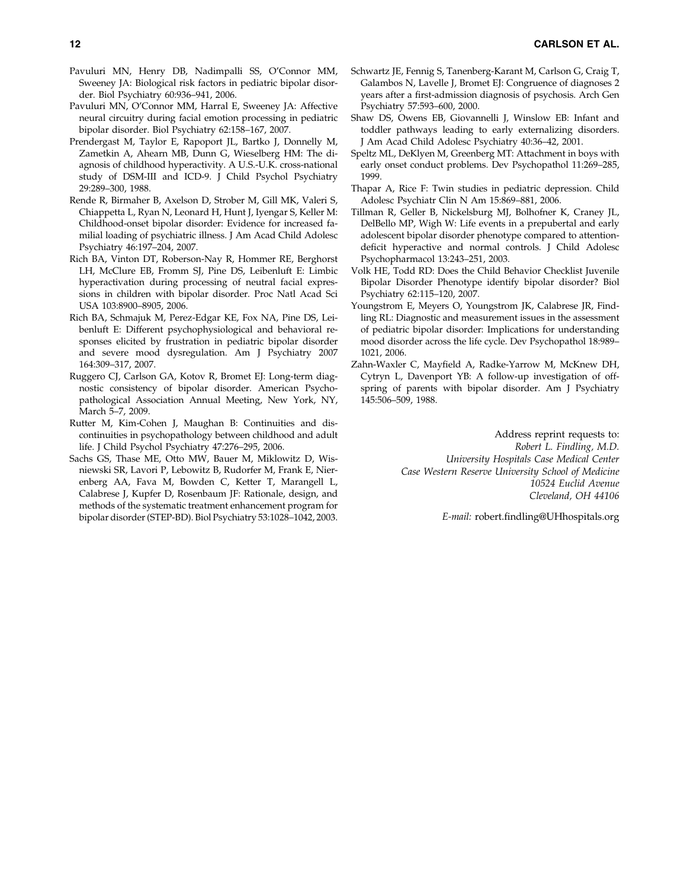Pavuluri MN, Henry DB, Nadimpalli SS, O'Connor MM, Sweeney JA: Biological risk factors in pediatric bipolar disorder. Biol Psychiatry 60:936–941, 2006.

Pavuluri MN, O'Connor MM, Harral E, Sweeney JA: Affective neural circuitry during facial emotion processing in pediatric bipolar disorder. Biol Psychiatry 62:158–167, 2007.

Prendergast M, Taylor E, Rapoport JL, Bartko J, Donnelly M, Zametkin A, Ahearn MB, Dunn G, Wieselberg HM: The diagnosis of childhood hyperactivity. A U.S.-U.K. cross-national study of DSM-III and ICD-9. J Child Psychol Psychiatry 29:289–300, 1988.

Rende R, Birmaher B, Axelson D, Strober M, Gill MK, Valeri S, Chiappetta L, Ryan N, Leonard H, Hunt J, Iyengar S, Keller M: Childhood-onset bipolar disorder: Evidence for increased familial loading of psychiatric illness. J Am Acad Child Adolesc Psychiatry 46:197–204, 2007.

Rich BA, Vinton DT, Roberson-Nay R, Hommer RE, Berghorst LH, McClure EB, Fromm SJ, Pine DS, Leibenluft E: Limbic hyperactivation during processing of neutral facial expressions in children with bipolar disorder. Proc Natl Acad Sci USA 103:8900–8905, 2006.

Rich BA, Schmajuk M, Perez-Edgar KE, Fox NA, Pine DS, Leibenluft E: Different psychophysiological and behavioral responses elicited by frustration in pediatric bipolar disorder and severe mood dysregulation. Am J Psychiatry 2007 164:309–317, 2007.

Ruggero CJ, Carlson GA, Kotov R, Bromet EJ: Long-term diagnostic consistency of bipolar disorder. American Psychopathological Association Annual Meeting, New York, NY, March 5–7, 2009.

Rutter M, Kim-Cohen J, Maughan B: Continuities and discontinuities in psychopathology between childhood and adult life. J Child Psychol Psychiatry 47:276–295, 2006.

Sachs GS, Thase ME, Otto MW, Bauer M, Miklowitz D, Wisniewski SR, Lavori P, Lebowitz B, Rudorfer M, Frank E, Nierenberg AA, Fava M, Bowden C, Ketter T, Marangell L, Calabrese J, Kupfer D, Rosenbaum JF: Rationale, design, and methods of the systematic treatment enhancement program for bipolar disorder (STEP-BD). Biol Psychiatry 53:1028–1042, 2003.

Schwartz JE, Fennig S, Tanenberg-Karant M, Carlson G, Craig T, Galambos N, Lavelle J, Bromet EJ: Congruence of diagnoses 2 years after a first-admission diagnosis of psychosis. Arch Gen Psychiatry 57:593–600, 2000.

Shaw DS, Owens EB, Giovannelli J, Winslow EB: Infant and toddler pathways leading to early externalizing disorders. J Am Acad Child Adolesc Psychiatry 40:36–42, 2001.

Speltz ML, DeKlyen M, Greenberg MT: Attachment in boys with early onset conduct problems. Dev Psychopathol 11:269–285, 1999.

Thapar A, Rice F: Twin studies in pediatric depression. Child Adolesc Psychiatr Clin N Am 15:869–881, 2006.

Tillman R, Geller B, Nickelsburg MJ, Bolhofner K, Craney JL, DelBello MP, Wigh W: Life events in a prepubertal and early adolescent bipolar disorder phenotype compared to attention-deficit hyperactive and normal controls. J Child Adolesc Psychopharmacol 13:243–251, 2003.

Volk HE, Todd RD: Does the Child Behavior Checklist Juvenile Bipolar Disorder Phenotype identify bipolar disorder? Biol Psychiatry 62:115–120, 2007.

Youngstrom E, Meyers O, Youngstrom JK, Calabrese JR, Findling RL: Diagnostic and measurement issues in the assessment of pediatric bipolar disorder: Implications for understanding mood disorder across the life cycle. Dev Psychopathol 18:989–1021, 2006.

Zahn-Waxler C, Mayfield A, Radke-Yarrow M, McKnew DH, Cytryn L, Davenport YB: A follow-up investigation of offspring of parents with bipolar disorder. Am J Psychiatry 145:506–509, 1988.

Address reprint requests to:
*Robert L. Findling, M.D.*
*University Hospitals Case Medical Center*
*Case Western Reserve University School of Medicine*
*10524 Euclid Avenue*
*Cleveland, OH 44106*

*E-mail:* robert.findling@UHhospitals.org